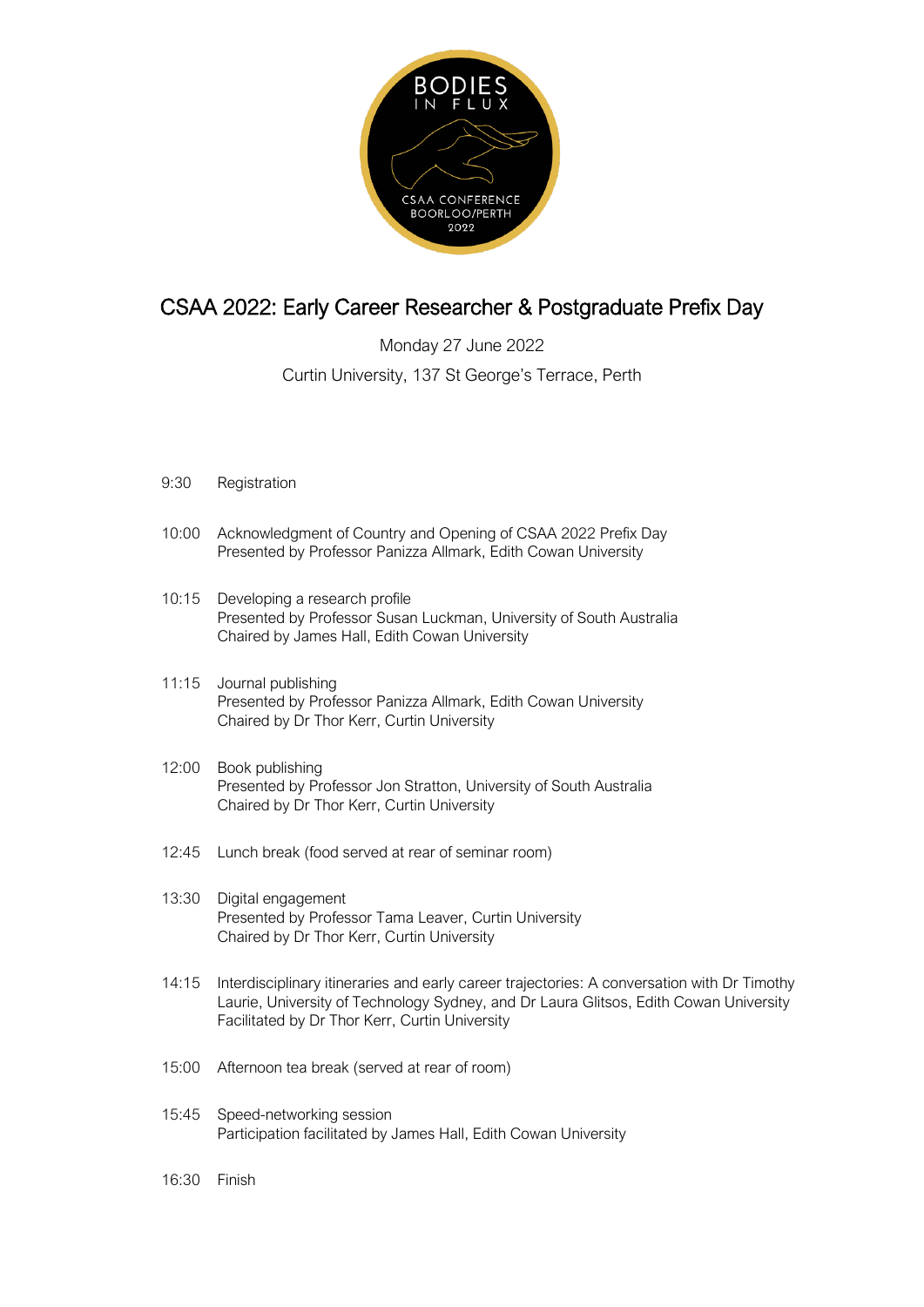BODIES IN FLUX

CSAA CONFERENCE BOORLOO/PERTH 2022

# CSAA 2022: Early Career Researcher & Postgraduate Prefix Day

Monday 27 June 2022

Curtin University, 137 St George's Terrace, Perth

9:30 Registration

10:00 Acknowledgment of Country and Opening of CSAA 2022 Prefix Day
Presented by Professor Panizza Allmark, Edith Cowan University

10:15 Developing a research profile
Presented by Professor Susan Luckman, University of South Australia
Chaired by James Hall, Edith Cowan University

11:15 Journal publishing
Presented by Professor Panizza Allmark, Edith Cowan University
Chaired by Dr Thor Kerr, Curtin University

12:00 Book publishing
Presented by Professor Jon Stratton, University of South Australia
Chaired by Dr Thor Kerr, Curtin University

12:45 Lunch break (food served at rear of seminar room)

13:30 Digital engagement
Presented by Professor Tama Leaver, Curtin University
Chaired by Dr Thor Kerr, Curtin University

14:15 Interdisciplinary itineraries and early career trajectories: A conversation with Dr Timothy Laurie, University of Technology Sydney, and Dr Laura Glitsos, Edith Cowan University
Facilitated by Dr Thor Kerr, Curtin University

15:00 Afternoon tea break (served at rear of room)

15:45 Speed-networking session
Participation facilitated by James Hall, Edith Cowan University

16:30 Finish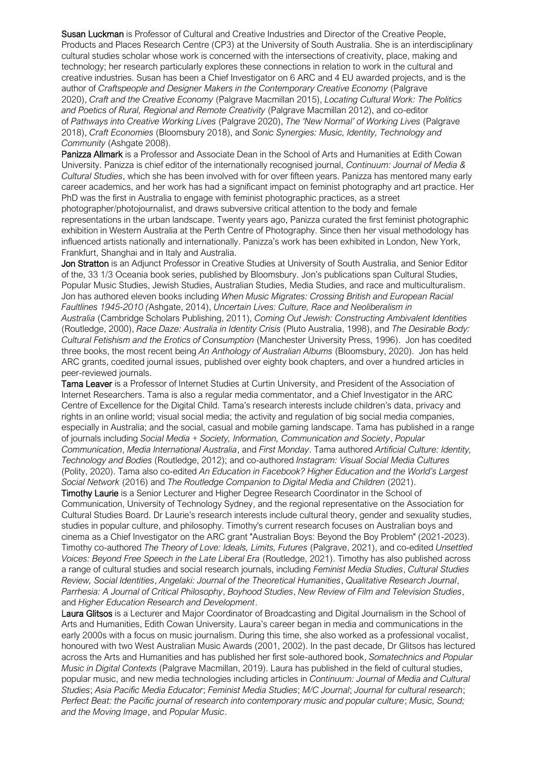**Susan Luckman** is Professor of Cultural and Creative Industries and Director of the Creative People, Products and Places Research Centre (CP3) at the University of South Australia. She is an interdisciplinary cultural studies scholar whose work is concerned with the intersections of creativity, place, making and technology; her research particularly explores these connections in relation to work in the cultural and creative industries. Susan has been a Chief Investigator on 6 ARC and 4 EU awarded projects, and is the author of *Craftspeople and Designer Makers in the Contemporary Creative Economy* (Palgrave 2020), *Craft and the Creative Economy* (Palgrave Macmillan 2015), *Locating Cultural Work: The Politics and Poetics of Rural, Regional and Remote Creativity* (Palgrave Macmillan 2012), and co-editor of *Pathways into Creative Working Lives* (Palgrave 2020), *The 'New Normal' of Working Lives* (Palgrave 2018), *Craft Economies* (Bloomsbury 2018), and *Sonic Synergies: Music, Identity, Technology and Community* (Ashgate 2008).

**Panizza Allmark** is a Professor and Associate Dean in the School of Arts and Humanities at Edith Cowan University. Panizza is chief editor of the internationally recognised journal, *Continuum: Journal of Media & Cultural Studies*, which she has been involved with for over fifteen years. Panizza has mentored many early career academics, and her work has had a significant impact on feminist photography and art practice. Her PhD was the first in Australia to engage with feminist photographic practices, as a street photographer/photojournalist, and draws subversive critical attention to the body and female representations in the urban landscape. Twenty years ago, Panizza curated the first feminist photographic exhibition in Western Australia at the Perth Centre of Photography. Since then her visual methodology has influenced artists nationally and internationally. Panizza's work has been exhibited in London, New York, Frankfurt, Shanghai and in Italy and Australia.

**Jon Stratton** is an Adjunct Professor in Creative Studies at University of South Australia, and Senior Editor of the, 33 1/3 Oceania book series, published by Bloomsbury. Jon's publications span Cultural Studies, Popular Music Studies, Jewish Studies, Australian Studies, Media Studies, and race and multiculturalism. Jon has authored eleven books including *When Music Migrates: Crossing British and European Racial Faultlines 1945-2010 (*Ashgate, 2014), *Uncertain Lives: Culture, Race and Neoliberalism in Australia* (Cambridge Scholars Publishing, 2011), *Coming Out Jewish: Constructing Ambivalent Identities* (Routledge, 2000), *Race Daze: Australia in Identity Crisis* (Pluto Australia, 1998), and *The Desirable Body: Cultural Fetishism and the Erotics of Consumption* (Manchester University Press, 1996). Jon has coedited three books, the most recent being *An Anthology of Australian Albums* (Bloomsbury, 2020). Jon has held ARC grants, coedited journal issues, published over eighty book chapters, and over a hundred articles in peer-reviewed journals.

**Tama Leaver** is a Professor of Internet Studies at Curtin University, and President of the Association of Internet Researchers. Tama is also a regular media commentator, and a Chief Investigator in the ARC Centre of Excellence for the Digital Child. Tama's research interests include children's data, privacy and rights in an online world; visual social media; the activity and regulation of big social media companies, especially in Australia; and the social, casual and mobile gaming landscape. Tama has published in a range of journals including *Social Media + Society, Information, Communication and Society*, *Popular Communication*, *Media International Australia*, and *First Monday*. Tama authored *Artificial Culture: Identity, Technology and Bodies* (Routledge, 2012); and co-authored *Instagram: Visual Social Media Cultures* (Polity, 2020). Tama also co-edited *An Education in Facebook? Higher Education and the World's Largest Social Network* (2016) and *The Routledge Companion to Digital Media and Children* (2021).

**Timothy Laurie** is a Senior Lecturer and Higher Degree Research Coordinator in the School of Communication, University of Technology Sydney, and the regional representative on the Association for Cultural Studies Board. Dr Laurie's research interests include cultural theory, gender and sexuality studies, studies in popular culture, and philosophy. Timothy's current research focuses on Australian boys and cinema as a Chief Investigator on the ARC grant "Australian Boys: Beyond the Boy Problem" (2021-2023). Timothy co-authored *The Theory of Love: Ideals, Limits, Futures* (Palgrave, 2021), and co-edited *Unsettled Voices: Beyond Free Speech in the Late Liberal Era* (Routledge, 2021). Timothy has also published across a range of cultural studies and social research journals, including *Feminist Media Studies*, *Cultural Studies Review, Social Identities*, *Angelaki: Journal of the Theoretical Humanities*, *Qualitative Research Journal*, *Parrhesia: A Journal of Critical Philosophy*, *Boyhood Studies*, *New Review of Film and Television Studies*, and *Higher Education Research and Development*.

**Laura Glitsos** is a Lecturer and Major Coordinator of Broadcasting and Digital Journalism in the School of Arts and Humanities, Edith Cowan University. Laura's career began in media and communications in the early 2000s with a focus on music journalism. During this time, she also worked as a professional vocalist, honoured with two West Australian Music Awards (2001, 2002). In the past decade, Dr Glitsos has lectured across the Arts and Humanities and has published her first sole-authored book, *Somatechnics and Popular Music in Digital Contexts* (Palgrave Macmillan, 2019). Laura has published in the field of cultural studies, popular music, and new media technologies including articles in *Continuum: Journal of Media and Cultural Studies*; *Asia Pacific Media Educator*; *Feminist Media Studies*; *M/C Journal*; *Journal for cultural research*; *Perfect Beat: the Pacific journal of research into contemporary music and popular culture*; *Music, Sound; and the Moving Image*, and *Popular Music*.